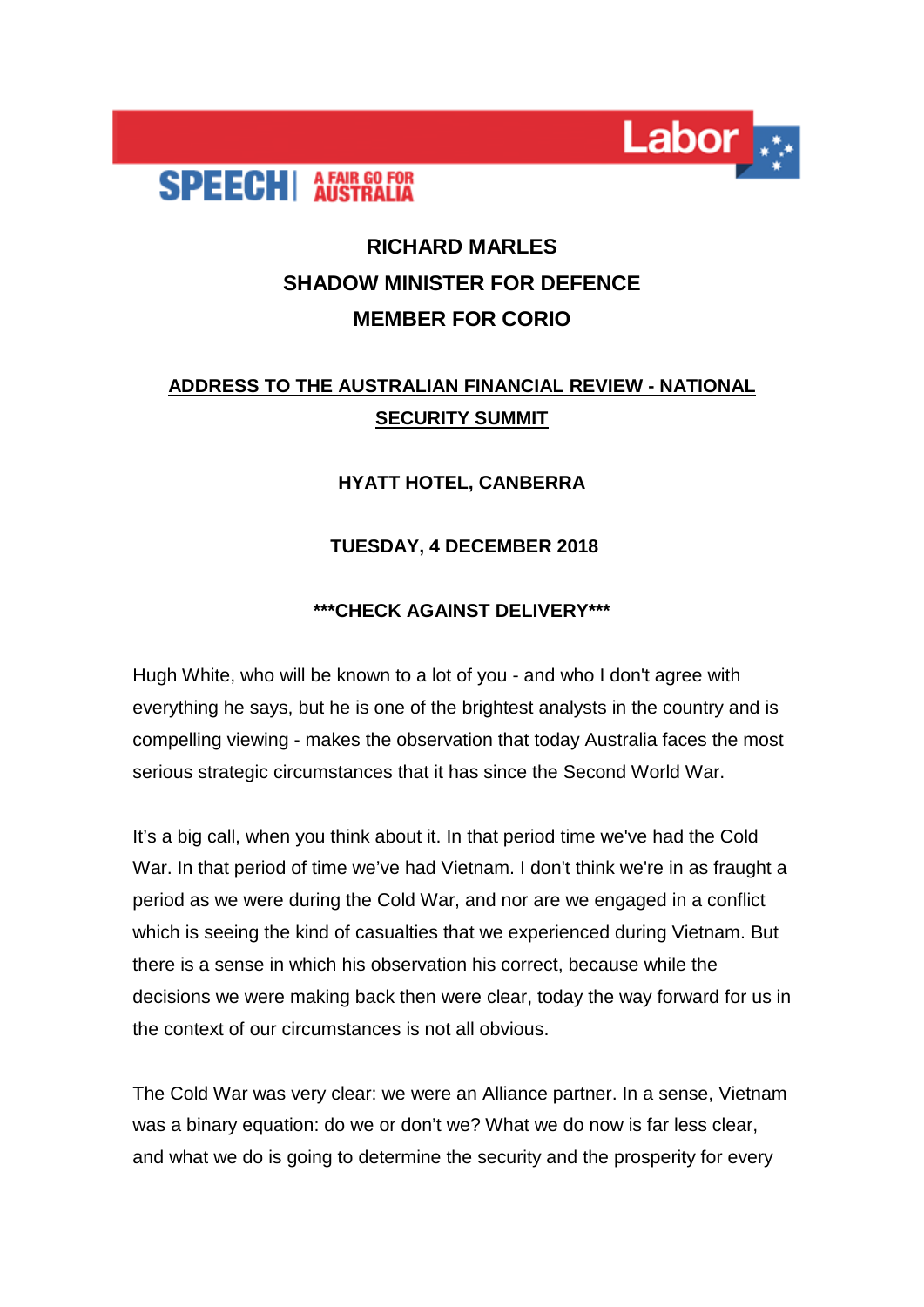Labor

**SPEECH | A FAIR GO FOR AUSTRALIA**

**RICHARD MARLES**
**SHADOW MINISTER FOR DEFENCE**
**MEMBER FOR CORIO**

**ADDRESS TO THE AUSTRALIAN FINANCIAL REVIEW - NATIONAL SECURITY SUMMIT**

**HYATT HOTEL, CANBERRA**

**TUESDAY, 4 DECEMBER 2018**

**\*\*\*CHECK AGAINST DELIVERY\*\*\***

Hugh White, who will be known to a lot of you - and who I don't agree with everything he says, but he is one of the brightest analysts in the country and is compelling viewing - makes the observation that today Australia faces the most serious strategic circumstances that it has since the Second World War.

It's a big call, when you think about it. In that period time we've had the Cold War. In that period of time we've had Vietnam. I don't think we're in as fraught a period as we were during the Cold War, and nor are we engaged in a conflict which is seeing the kind of casualties that we experienced during Vietnam. But there is a sense in which his observation his correct, because while the decisions we were making back then were clear, today the way forward for us in the context of our circumstances is not all obvious.

The Cold War was very clear: we were an Alliance partner. In a sense, Vietnam was a binary equation: do we or don't we? What we do now is far less clear, and what we do is going to determine the security and the prosperity for every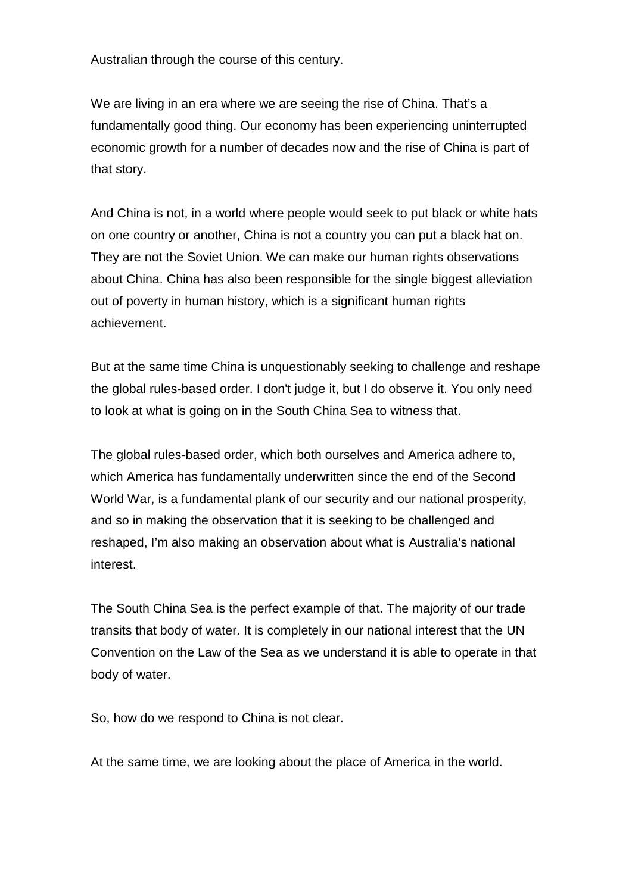Australian through the course of this century.

We are living in an era where we are seeing the rise of China. That's a fundamentally good thing. Our economy has been experiencing uninterrupted economic growth for a number of decades now and the rise of China is part of that story.

And China is not, in a world where people would seek to put black or white hats on one country or another, China is not a country you can put a black hat on. They are not the Soviet Union. We can make our human rights observations about China. China has also been responsible for the single biggest alleviation out of poverty in human history, which is a significant human rights achievement.

But at the same time China is unquestionably seeking to challenge and reshape the global rules-based order. I don't judge it, but I do observe it. You only need to look at what is going on in the South China Sea to witness that.

The global rules-based order, which both ourselves and America adhere to, which America has fundamentally underwritten since the end of the Second World War, is a fundamental plank of our security and our national prosperity, and so in making the observation that it is seeking to be challenged and reshaped, I'm also making an observation about what is Australia's national interest.

The South China Sea is the perfect example of that. The majority of our trade transits that body of water. It is completely in our national interest that the UN Convention on the Law of the Sea as we understand it is able to operate in that body of water.

So, how do we respond to China is not clear.

At the same time, we are looking about the place of America in the world.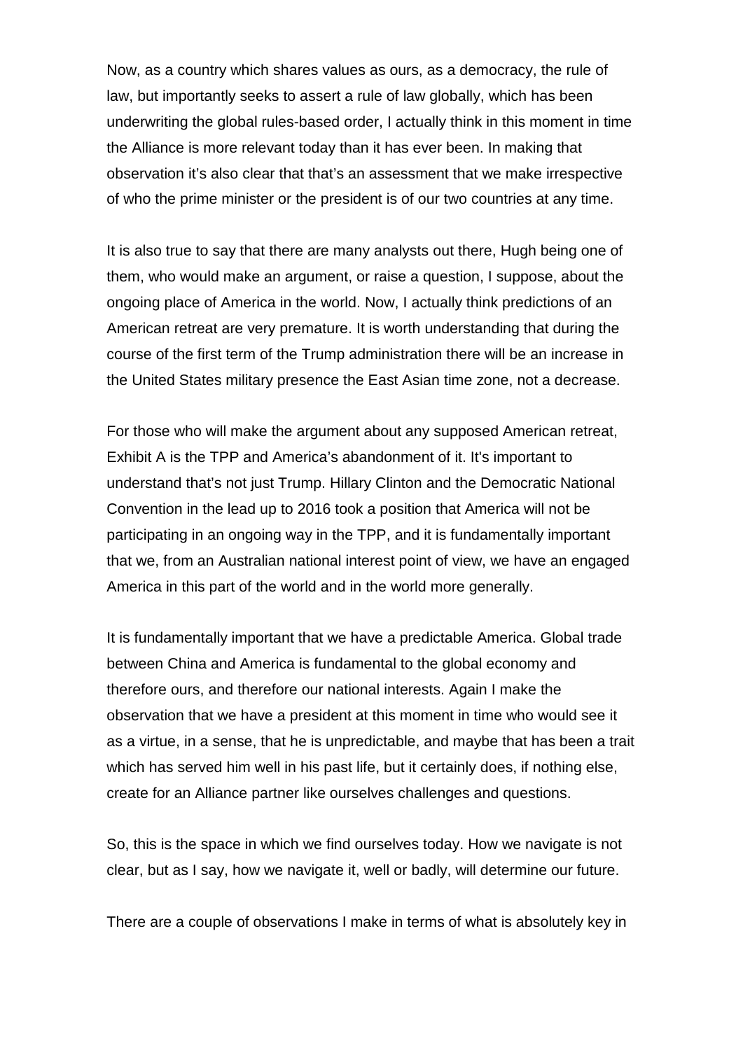Now, as a country which shares values as ours, as a democracy, the rule of law, but importantly seeks to assert a rule of law globally, which has been underwriting the global rules-based order, I actually think in this moment in time the Alliance is more relevant today than it has ever been. In making that observation it's also clear that that's an assessment that we make irrespective of who the prime minister or the president is of our two countries at any time.

It is also true to say that there are many analysts out there, Hugh being one of them, who would make an argument, or raise a question, I suppose, about the ongoing place of America in the world. Now, I actually think predictions of an American retreat are very premature. It is worth understanding that during the course of the first term of the Trump administration there will be an increase in the United States military presence the East Asian time zone, not a decrease.

For those who will make the argument about any supposed American retreat, Exhibit A is the TPP and America's abandonment of it. It's important to understand that's not just Trump. Hillary Clinton and the Democratic National Convention in the lead up to 2016 took a position that America will not be participating in an ongoing way in the TPP, and it is fundamentally important that we, from an Australian national interest point of view, we have an engaged America in this part of the world and in the world more generally.

It is fundamentally important that we have a predictable America. Global trade between China and America is fundamental to the global economy and therefore ours, and therefore our national interests. Again I make the observation that we have a president at this moment in time who would see it as a virtue, in a sense, that he is unpredictable, and maybe that has been a trait which has served him well in his past life, but it certainly does, if nothing else, create for an Alliance partner like ourselves challenges and questions.

So, this is the space in which we find ourselves today. How we navigate is not clear, but as I say, how we navigate it, well or badly, will determine our future.

There are a couple of observations I make in terms of what is absolutely key in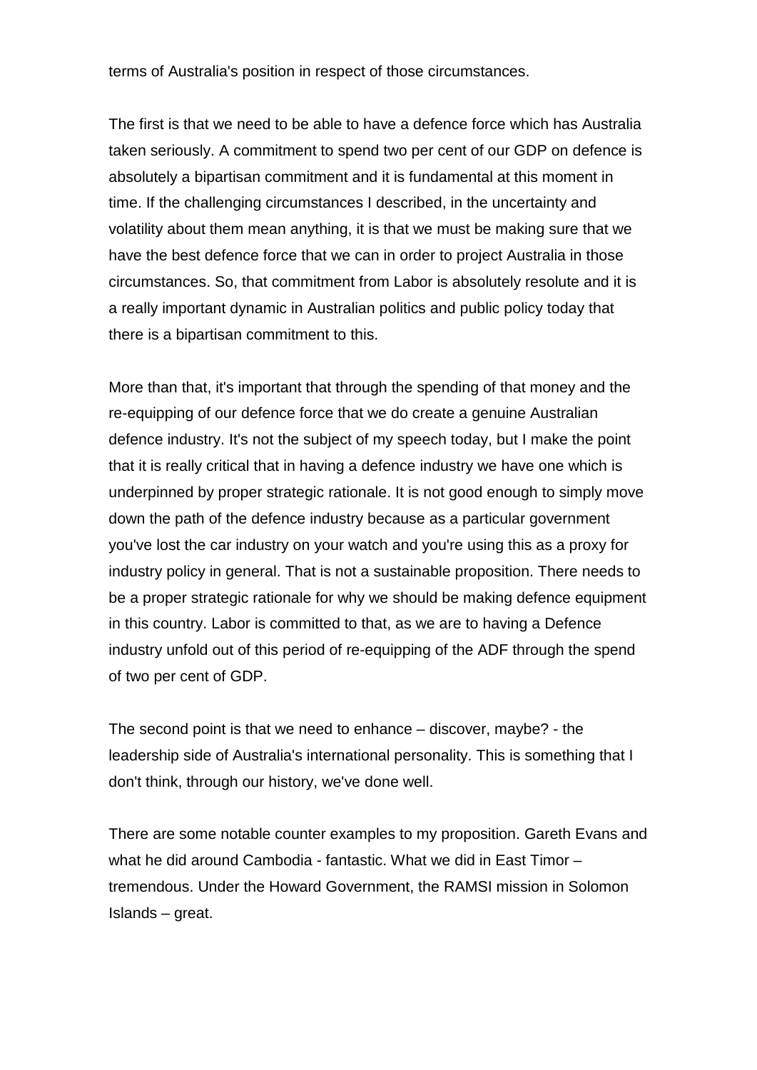terms of Australia's position in respect of those circumstances.

The first is that we need to be able to have a defence force which has Australia taken seriously. A commitment to spend two per cent of our GDP on defence is absolutely a bipartisan commitment and it is fundamental at this moment in time. If the challenging circumstances I described, in the uncertainty and volatility about them mean anything, it is that we must be making sure that we have the best defence force that we can in order to project Australia in those circumstances. So, that commitment from Labor is absolutely resolute and it is a really important dynamic in Australian politics and public policy today that there is a bipartisan commitment to this.

More than that, it's important that through the spending of that money and the re-equipping of our defence force that we do create a genuine Australian defence industry. It's not the subject of my speech today, but I make the point that it is really critical that in having a defence industry we have one which is underpinned by proper strategic rationale. It is not good enough to simply move down the path of the defence industry because as a particular government you've lost the car industry on your watch and you're using this as a proxy for industry policy in general. That is not a sustainable proposition. There needs to be a proper strategic rationale for why we should be making defence equipment in this country. Labor is committed to that, as we are to having a Defence industry unfold out of this period of re-equipping of the ADF through the spend of two per cent of GDP.

The second point is that we need to enhance – discover, maybe? - the leadership side of Australia's international personality. This is something that I don't think, through our history, we've done well.

There are some notable counter examples to my proposition. Gareth Evans and what he did around Cambodia - fantastic. What we did in East Timor – tremendous. Under the Howard Government, the RAMSI mission in Solomon Islands – great.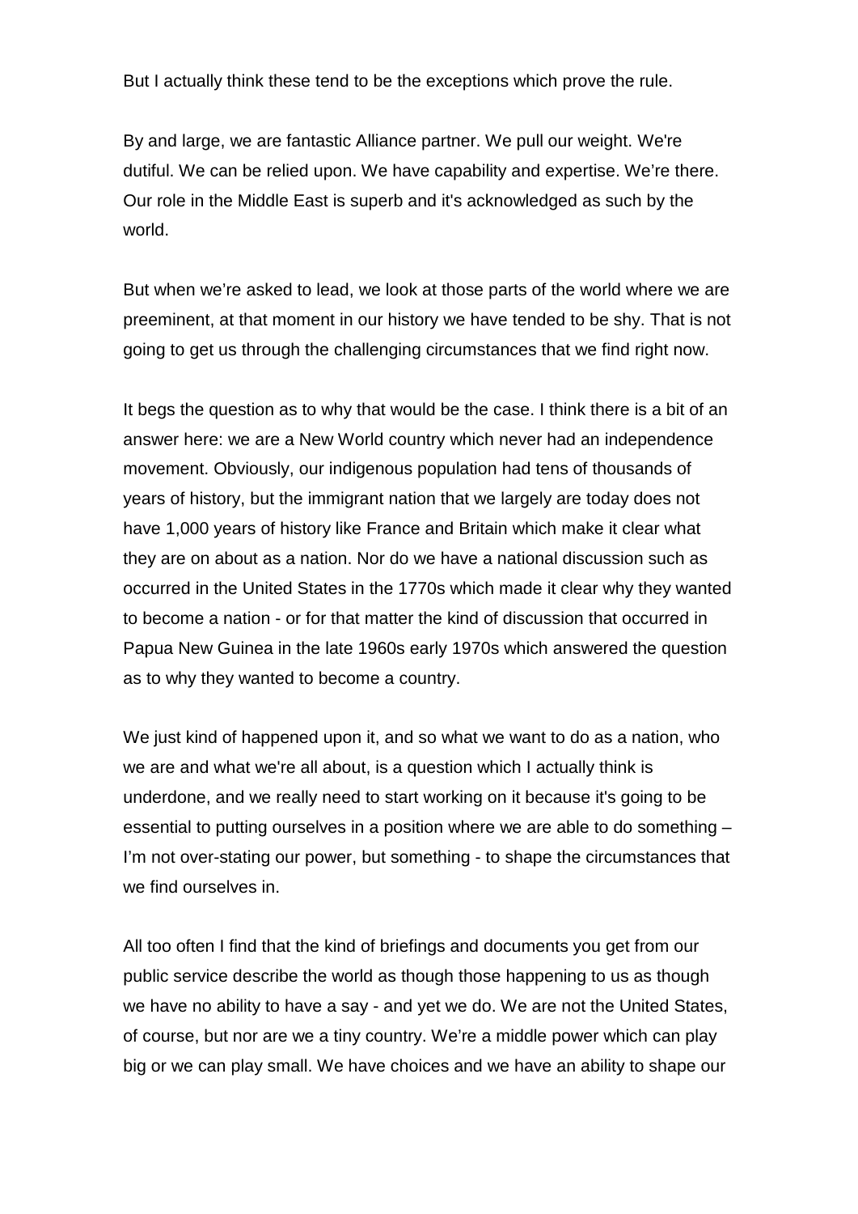But I actually think these tend to be the exceptions which prove the rule.

By and large, we are fantastic Alliance partner. We pull our weight. We're dutiful. We can be relied upon. We have capability and expertise. We're there. Our role in the Middle East is superb and it's acknowledged as such by the world.

But when we're asked to lead, we look at those parts of the world where we are preeminent, at that moment in our history we have tended to be shy. That is not going to get us through the challenging circumstances that we find right now.

It begs the question as to why that would be the case. I think there is a bit of an answer here: we are a New World country which never had an independence movement. Obviously, our indigenous population had tens of thousands of years of history, but the immigrant nation that we largely are today does not have 1,000 years of history like France and Britain which make it clear what they are on about as a nation. Nor do we have a national discussion such as occurred in the United States in the 1770s which made it clear why they wanted to become a nation - or for that matter the kind of discussion that occurred in Papua New Guinea in the late 1960s early 1970s which answered the question as to why they wanted to become a country.

We just kind of happened upon it, and so what we want to do as a nation, who we are and what we're all about, is a question which I actually think is underdone, and we really need to start working on it because it's going to be essential to putting ourselves in a position where we are able to do something – I'm not over-stating our power, but something - to shape the circumstances that we find ourselves in.

All too often I find that the kind of briefings and documents you get from our public service describe the world as though those happening to us as though we have no ability to have a say - and yet we do. We are not the United States, of course, but nor are we a tiny country. We're a middle power which can play big or we can play small. We have choices and we have an ability to shape our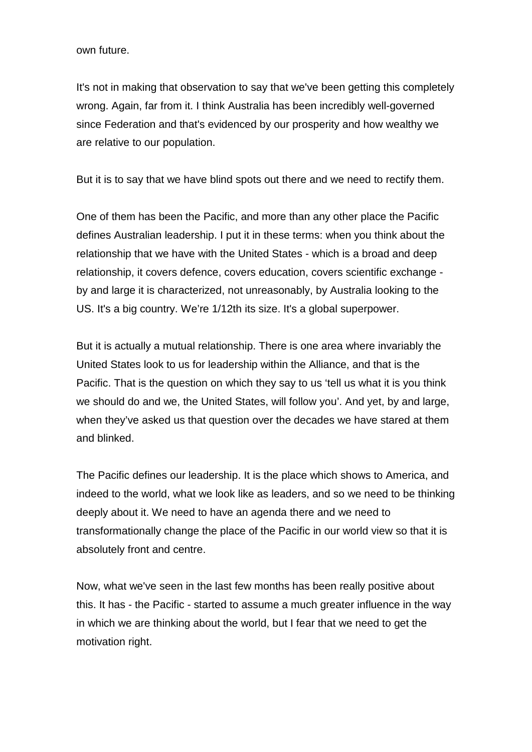own future.

It's not in making that observation to say that we've been getting this completely wrong. Again, far from it. I think Australia has been incredibly well-governed since Federation and that's evidenced by our prosperity and how wealthy we are relative to our population.

But it is to say that we have blind spots out there and we need to rectify them.

One of them has been the Pacific, and more than any other place the Pacific defines Australian leadership. I put it in these terms: when you think about the relationship that we have with the United States - which is a broad and deep relationship, it covers defence, covers education, covers scientific exchange - by and large it is characterized, not unreasonably, by Australia looking to the US. It's a big country. We're 1/12th its size. It's a global superpower.

But it is actually a mutual relationship. There is one area where invariably the United States look to us for leadership within the Alliance, and that is the Pacific. That is the question on which they say to us 'tell us what it is you think we should do and we, the United States, will follow you'. And yet, by and large, when they've asked us that question over the decades we have stared at them and blinked.

The Pacific defines our leadership. It is the place which shows to America, and indeed to the world, what we look like as leaders, and so we need to be thinking deeply about it. We need to have an agenda there and we need to transformationally change the place of the Pacific in our world view so that it is absolutely front and centre.

Now, what we've seen in the last few months has been really positive about this. It has - the Pacific - started to assume a much greater influence in the way in which we are thinking about the world, but I fear that we need to get the motivation right.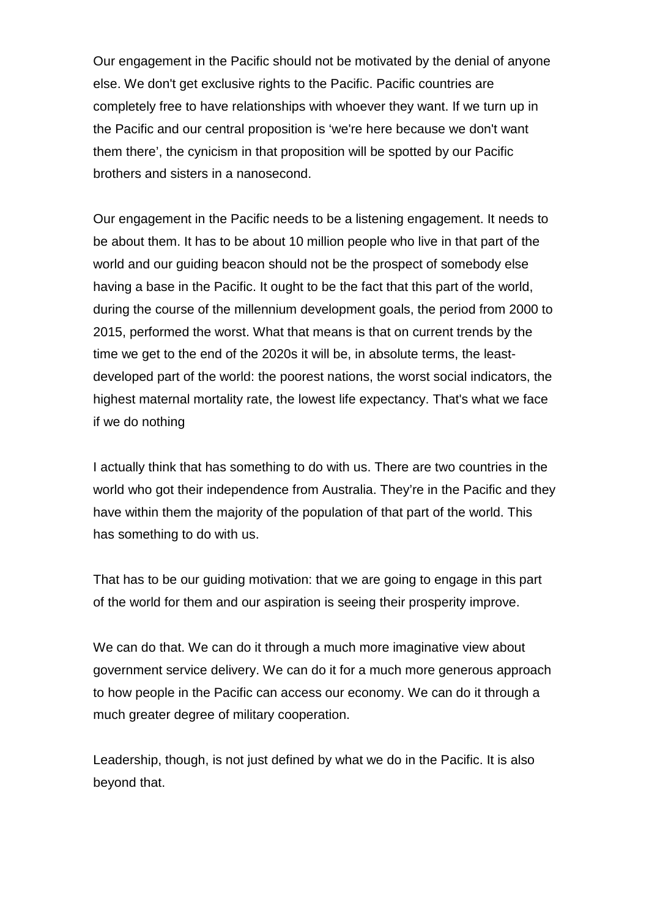Our engagement in the Pacific should not be motivated by the denial of anyone else. We don't get exclusive rights to the Pacific. Pacific countries are completely free to have relationships with whoever they want. If we turn up in the Pacific and our central proposition is 'we're here because we don't want them there', the cynicism in that proposition will be spotted by our Pacific brothers and sisters in a nanosecond.

Our engagement in the Pacific needs to be a listening engagement. It needs to be about them. It has to be about 10 million people who live in that part of the world and our guiding beacon should not be the prospect of somebody else having a base in the Pacific. It ought to be the fact that this part of the world, during the course of the millennium development goals, the period from 2000 to 2015, performed the worst. What that means is that on current trends by the time we get to the end of the 2020s it will be, in absolute terms, the least-developed part of the world: the poorest nations, the worst social indicators, the highest maternal mortality rate, the lowest life expectancy. That's what we face if we do nothing

I actually think that has something to do with us. There are two countries in the world who got their independence from Australia. They're in the Pacific and they have within them the majority of the population of that part of the world. This has something to do with us.

That has to be our guiding motivation: that we are going to engage in this part of the world for them and our aspiration is seeing their prosperity improve.

We can do that. We can do it through a much more imaginative view about government service delivery. We can do it for a much more generous approach to how people in the Pacific can access our economy. We can do it through a much greater degree of military cooperation.

Leadership, though, is not just defined by what we do in the Pacific. It is also beyond that.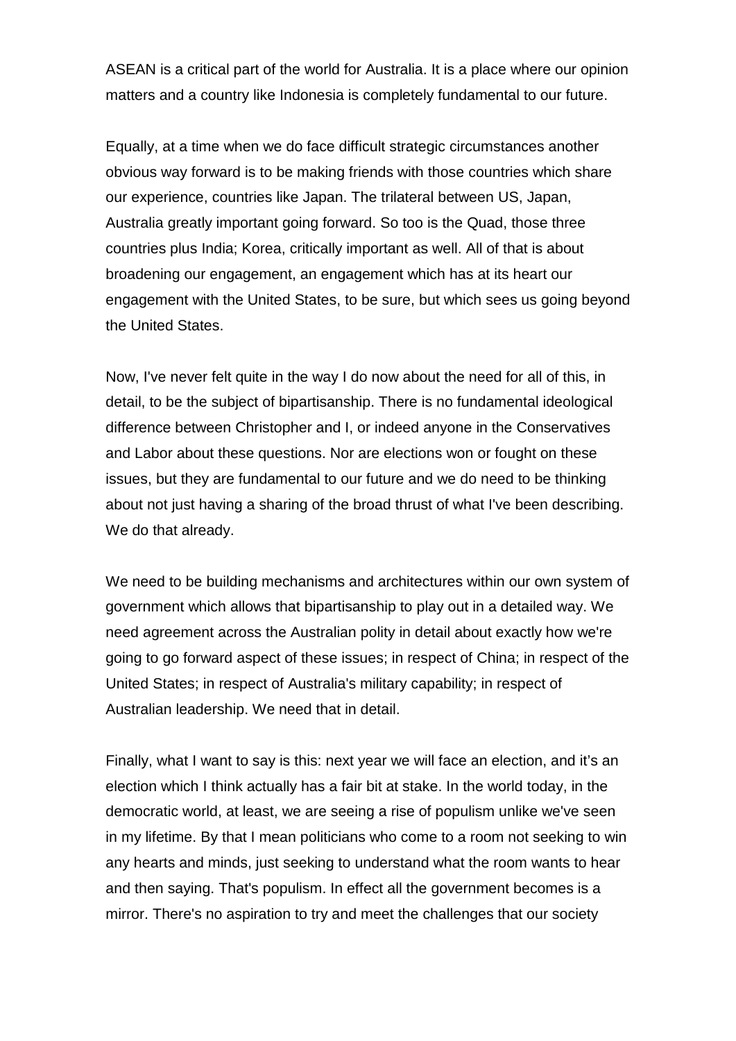ASEAN is a critical part of the world for Australia. It is a place where our opinion matters and a country like Indonesia is completely fundamental to our future.

Equally, at a time when we do face difficult strategic circumstances another obvious way forward is to be making friends with those countries which share our experience, countries like Japan. The trilateral between US, Japan, Australia greatly important going forward. So too is the Quad, those three countries plus India; Korea, critically important as well. All of that is about broadening our engagement, an engagement which has at its heart our engagement with the United States, to be sure, but which sees us going beyond the United States.

Now, I've never felt quite in the way I do now about the need for all of this, in detail, to be the subject of bipartisanship. There is no fundamental ideological difference between Christopher and I, or indeed anyone in the Conservatives and Labor about these questions. Nor are elections won or fought on these issues, but they are fundamental to our future and we do need to be thinking about not just having a sharing of the broad thrust of what I've been describing. We do that already.

We need to be building mechanisms and architectures within our own system of government which allows that bipartisanship to play out in a detailed way. We need agreement across the Australian polity in detail about exactly how we're going to go forward aspect of these issues; in respect of China; in respect of the United States; in respect of Australia's military capability; in respect of Australian leadership. We need that in detail.

Finally, what I want to say is this: next year we will face an election, and it’s an election which I think actually has a fair bit at stake. In the world today, in the democratic world, at least, we are seeing a rise of populism unlike we've seen in my lifetime. By that I mean politicians who come to a room not seeking to win any hearts and minds, just seeking to understand what the room wants to hear and then saying. That's populism. In effect all the government becomes is a mirror. There's no aspiration to try and meet the challenges that our society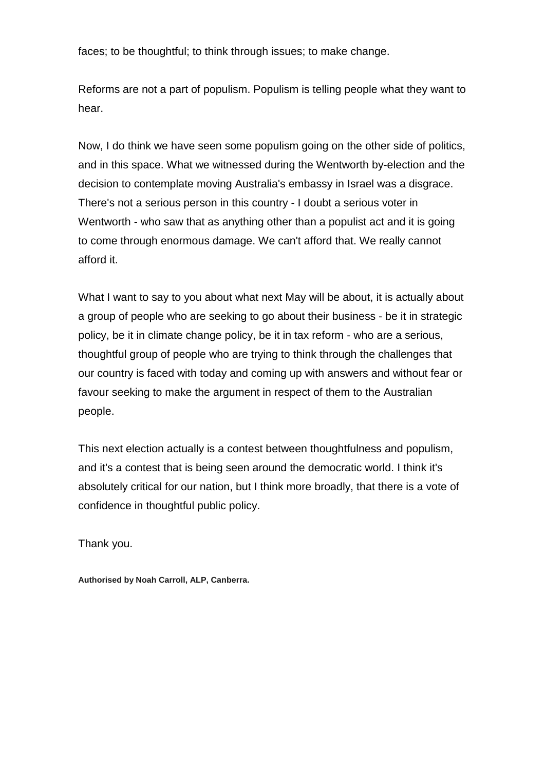faces; to be thoughtful; to think through issues; to make change.

Reforms are not a part of populism. Populism is telling people what they want to hear.

Now, I do think we have seen some populism going on the other side of politics, and in this space. What we witnessed during the Wentworth by-election and the decision to contemplate moving Australia's embassy in Israel was a disgrace. There's not a serious person in this country - I doubt a serious voter in Wentworth - who saw that as anything other than a populist act and it is going to come through enormous damage. We can't afford that. We really cannot afford it.

What I want to say to you about what next May will be about, it is actually about a group of people who are seeking to go about their business - be it in strategic policy, be it in climate change policy, be it in tax reform - who are a serious, thoughtful group of people who are trying to think through the challenges that our country is faced with today and coming up with answers and without fear or favour seeking to make the argument in respect of them to the Australian people.

This next election actually is a contest between thoughtfulness and populism, and it's a contest that is being seen around the democratic world. I think it's absolutely critical for our nation, but I think more broadly, that there is a vote of confidence in thoughtful public policy.

Thank you.

**Authorised by Noah Carroll, ALP, Canberra.**